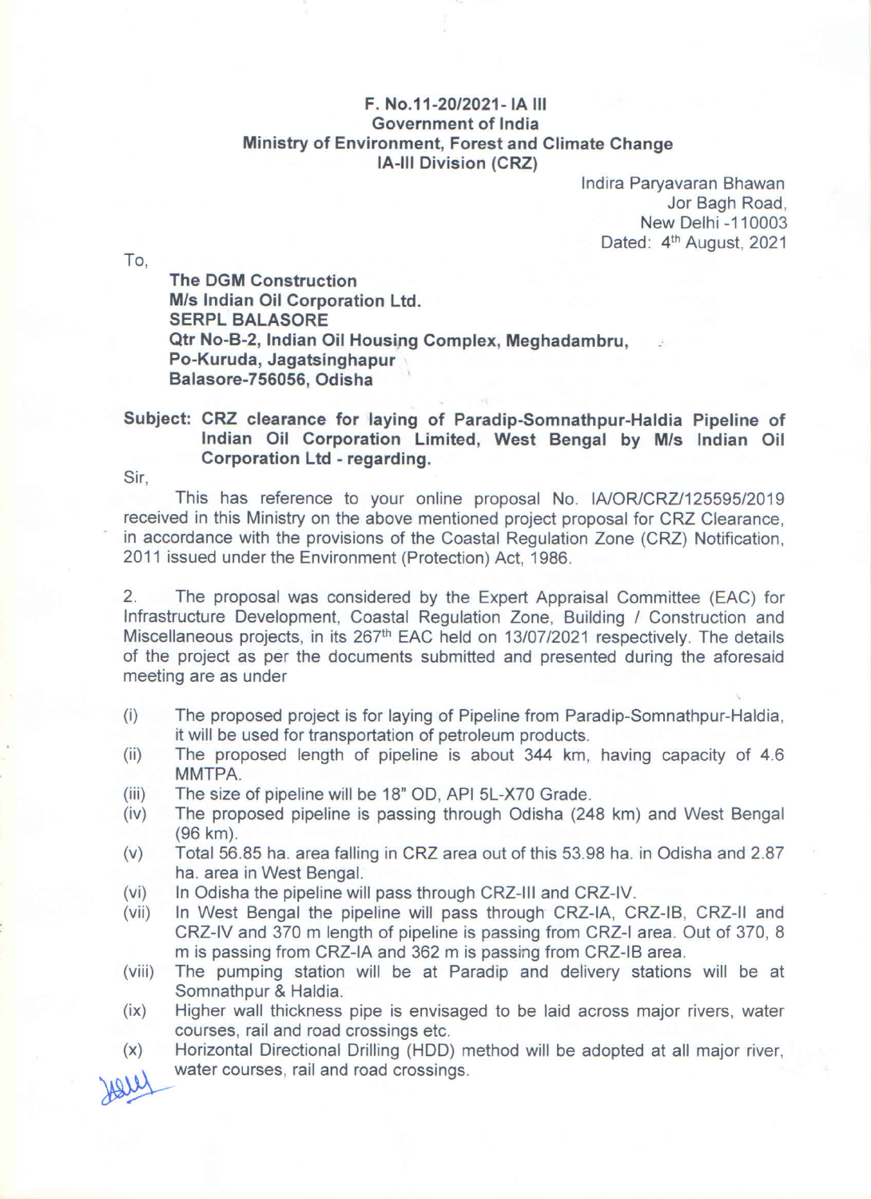**F. No.11-20/2021- IA III**
**Government of India**
**Ministry of Environment, Forest and Climate Change**
**IA-III Division (CRZ)**

Indira Paryavaran Bhawan
Jor Bagh Road,
New Delhi -110003
Dated: 4th August, 2021

To,

**The DGM Construction**
**M/s Indian Oil Corporation Ltd.**
**SERPL BALASORE**
**Qtr No-B-2, Indian Oil Housing Complex, Meghadambru,**
**Po-Kuruda, Jagatsinghapur**
**Balasore-756056, Odisha**

**Subject: CRZ clearance for laying of Paradip-Somnathpur-Haldia Pipeline of Indian Oil Corporation Limited, West Bengal by M/s Indian Oil Corporation Ltd - regarding.**

Sir,

This has reference to your online proposal No. IA/OR/CRZ/125595/2019 received in this Ministry on the above mentioned project proposal for CRZ Clearance, in accordance with the provisions of the Coastal Regulation Zone (CRZ) Notification, 2011 issued under the Environment (Protection) Act, 1986.

2. The proposal was considered by the Expert Appraisal Committee (EAC) for Infrastructure Development, Coastal Regulation Zone, Building / Construction and Miscellaneous projects, in its 267th EAC held on 13/07/2021 respectively. The details of the project as per the documents submitted and presented during the aforesaid meeting are as under

(i) The proposed project is for laying of Pipeline from Paradip-Somnathpur-Haldia, it will be used for transportation of petroleum products.
(ii) The proposed length of pipeline is about 344 km, having capacity of 4.6 MMTPA.
(iii) The size of pipeline will be 18" OD, API 5L-X70 Grade.
(iv) The proposed pipeline is passing through Odisha (248 km) and West Bengal (96 km).
(v) Total 56.85 ha. area falling in CRZ area out of this 53.98 ha. in Odisha and 2.87 ha. area in West Bengal.
(vi) In Odisha the pipeline will pass through CRZ-III and CRZ-IV.
(vii) In West Bengal the pipeline will pass through CRZ-IA, CRZ-IB, CRZ-II and CRZ-IV and 370 m length of pipeline is passing from CRZ-I area. Out of 370, 8 m is passing from CRZ-IA and 362 m is passing from CRZ-IB area.
(viii) The pumping station will be at Paradip and delivery stations will be at Somnathpur & Haldia.
(ix) Higher wall thickness pipe is envisaged to be laid across major rivers, water courses, rail and road crossings etc.
(x) Horizontal Directional Drilling (HDD) method will be adopted at all major river, water courses, rail and road crossings.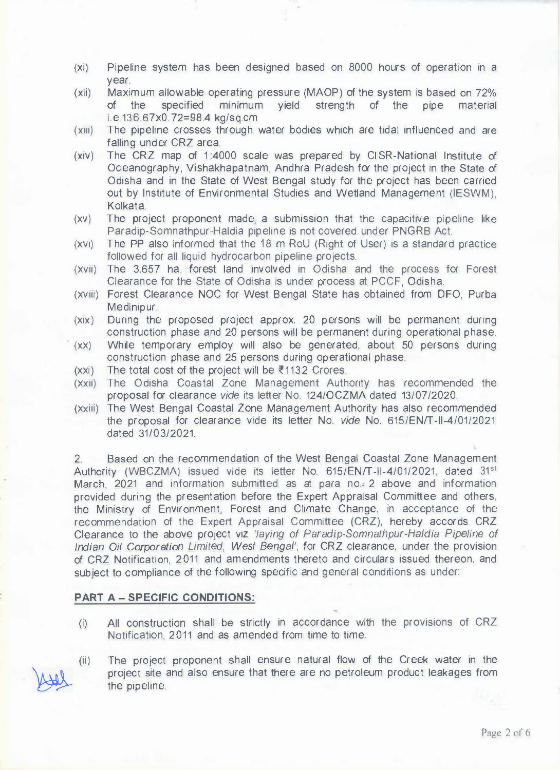(xi) Pipeline system has been designed based on 8000 hours of operation in a year.

(xii) Maximum allowable operating pressure (MAOP) of the system is based on 72% of the specified minimum yield strength of the pipe material i.e.136.67x0.72=98.4 kg/sq.cm

(xiii) The pipeline crosses through water bodies which are tidal influenced and are falling under CRZ area.

(xiv) The CRZ map of 1:4000 scale was prepared by CISR-National Institute of Oceanography, Vishakhapatnam, Andhra Pradesh for the project in the State of Odisha and in the State of West Bengal study for the project has been carried out by Institute of Environmental Studies and Wetland Management (IESWM), Kolkata.

(xv) The project proponent made a submission that the capacitive pipeline like Paradip-Somnathpur-Haldia pipeline is not covered under PNGRB Act.

(xvi) The PP also informed that the 18 m RoU (Right of User) is a standard practice followed for all liquid hydrocarbon pipeline projects.

(xvii) The 3.657 ha. forest land involved in Odisha and the process for Forest Clearance for the State of Odisha is under process at PCCF, Odisha.

(xviii) Forest Clearance NOC for West Bengal State has obtained from DFO, Purba Medinipur.

(xix) During the proposed project approx. 20 persons will be permanent during construction phase and 20 persons will be permanent during operational phase.

(xx) While temporary employ will also be generated, about 50 persons during construction phase and 25 persons during operational phase.

(xxi) The total cost of the project will be ₹1132 Crores.

(xxii) The Odisha Coastal Zone Management Authority has recommended the proposal for clearance *vide* its letter No. 124/OCZMA dated 13/07/2020.

(xxiii) The West Bengal Coastal Zone Management Authority has also recommended the proposal for clearance vide its letter No. *vide* No. 615/EN/T-II-4/01/2021 dated 31/03/2021.

2. Based on the recommendation of the West Bengal Coastal Zone Management Authority (WBCZMA) issued vide its letter No. 615/EN/T-II-4/01/2021, dated 31st March, 2021 and information submitted as at para no. 2 above and information provided during the presentation before the Expert Appraisal Committee and others, the Ministry of Environment, Forest and Climate Change, in acceptance of the recommendation of the Expert Appraisal Committee (CRZ), hereby accords CRZ Clearance to the above project viz *'laying of Paradip-Somnathpur-Haldia Pipeline of Indian Oil Corporation Limited, West Bengal'*, for CRZ clearance, under the provision of CRZ Notification, 2011 and amendments thereto and circulars issued thereon, and subject to compliance of the following specific and general conditions as under:

**PART A – SPECIFIC CONDITIONS:**

(i) All construction shall be strictly in accordance with the provisions of CRZ Notification, 2011 and as amended from time to time.

(ii) The project proponent shall ensure natural flow of the Creek water in the project site and also ensure that there are no petroleum product leakages from the pipeline.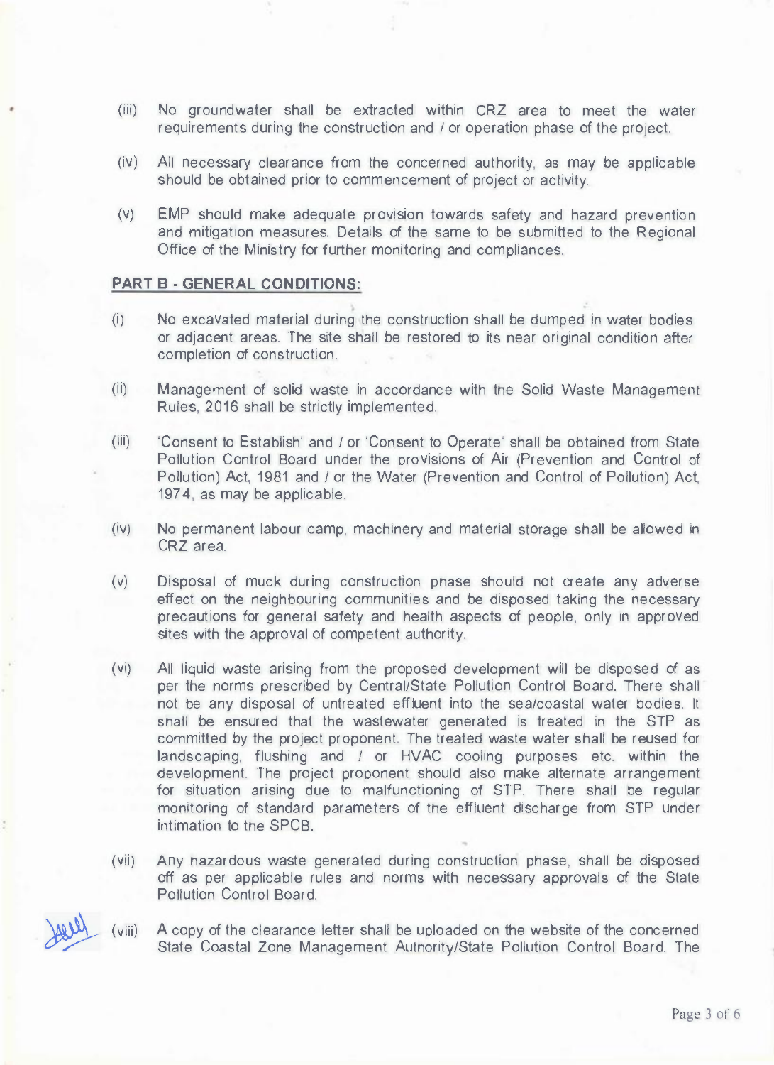(iii) No groundwater shall be extracted within CRZ area to meet the water requirements during the construction and / or operation phase of the project.

(iv) All necessary clearance from the concerned authority, as may be applicable should be obtained prior to commencement of project or activity.

(v) EMP should make adequate provision towards safety and hazard prevention and mitigation measures. Details of the same to be submitted to the Regional Office of the Ministry for further monitoring and compliances.

**PART B - GENERAL CONDITIONS:**

(i) No excavated material during the construction shall be dumped in water bodies or adjacent areas. The site shall be restored to its near original condition after completion of construction.

(ii) Management of solid waste in accordance with the Solid Waste Management Rules, 2016 shall be strictly implemented.

(iii) 'Consent to Establish' and / or 'Consent to Operate' shall be obtained from State Pollution Control Board under the provisions of Air (Prevention and Control of Pollution) Act, 1981 and / or the Water (Prevention and Control of Pollution) Act, 1974, as may be applicable.

(iv) No permanent labour camp, machinery and material storage shall be allowed in CRZ area.

(v) Disposal of muck during construction phase should not create any adverse effect on the neighbouring communities and be disposed taking the necessary precautions for general safety and health aspects of people, only in approved sites with the approval of competent authority.

(vi) All liquid waste arising from the proposed development will be disposed of as per the norms prescribed by Central/State Pollution Control Board. There shall not be any disposal of untreated effluent into the sea/coastal water bodies. It shall be ensured that the wastewater generated is treated in the STP as committed by the project proponent. The treated waste water shall be reused for landscaping, flushing and / or HVAC cooling purposes etc. within the development. The project proponent should also make alternate arrangement for situation arising due to malfunctioning of STP. There shall be regular monitoring of standard parameters of the effluent discharge from STP under intimation to the SPCB.

(vii) Any hazardous waste generated during construction phase, shall be disposed off as per applicable rules and norms with necessary approvals of the State Pollution Control Board.

(viii) A copy of the clearance letter shall be uploaded on the website of the concerned State Coastal Zone Management Authority/State Pollution Control Board. The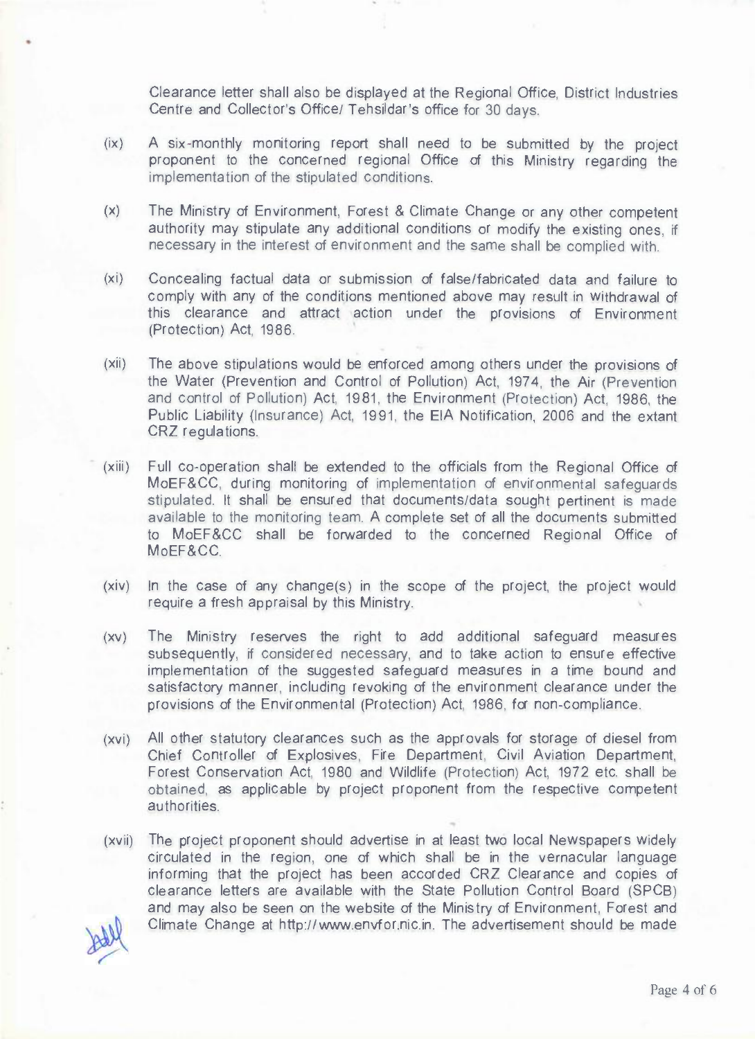Clearance letter shall also be displayed at the Regional Office, District Industries Centre and Collector's Office/ Tehsildar's office for 30 days.

(ix) A six-monthly monitoring report shall need to be submitted by the project proponent to the concerned regional Office of this Ministry regarding the implementation of the stipulated conditions.

(x) The Ministry of Environment, Forest & Climate Change or any other competent authority may stipulate any additional conditions or modify the existing ones, if necessary in the interest of environment and the same shall be complied with.

(xi) Concealing factual data or submission of false/fabricated data and failure to comply with any of the conditions mentioned above may result in withdrawal of this clearance and attract action under the provisions of Environment (Protection) Act, 1986.

(xii) The above stipulations would be enforced among others under the provisions of the Water (Prevention and Control of Pollution) Act, 1974, the Air (Prevention and control of Pollution) Act, 1981, the Environment (Protection) Act, 1986, the Public Liability (Insurance) Act, 1991, the EIA Notification, 2006 and the extant CRZ regulations.

(xiii) Full co-operation shall be extended to the officials from the Regional Office of MoEF&CC, during monitoring of implementation of environmental safeguards stipulated. It shall be ensured that documents/data sought pertinent is made available to the monitoring team. A complete set of all the documents submitted to MoEF&CC shall be forwarded to the concerned Regional Office of MoEF&CC.

(xiv) In the case of any change(s) in the scope of the project, the project would require a fresh appraisal by this Ministry.

(xv) The Ministry reserves the right to add additional safeguard measures subsequently, if considered necessary, and to take action to ensure effective implementation of the suggested safeguard measures in a time bound and satisfactory manner, including revoking of the environment clearance under the provisions of the Environmental (Protection) Act, 1986, for non-compliance.

(xvi) All other statutory clearances such as the approvals for storage of diesel from Chief Controller of Explosives, Fire Department, Civil Aviation Department, Forest Conservation Act, 1980 and Wildlife (Protection) Act, 1972 etc. shall be obtained, as applicable by project proponent from the respective competent authorities.

(xvii) The project proponent should advertise in at least two local Newspapers widely circulated in the region, one of which shall be in the vernacular language informing that the project has been accorded CRZ Clearance and copies of clearance letters are available with the State Pollution Control Board (SPCB) and may also be seen on the website of the Ministry of Environment, Forest and Climate Change at http://www.envfor.nic.in. The advertisement should be made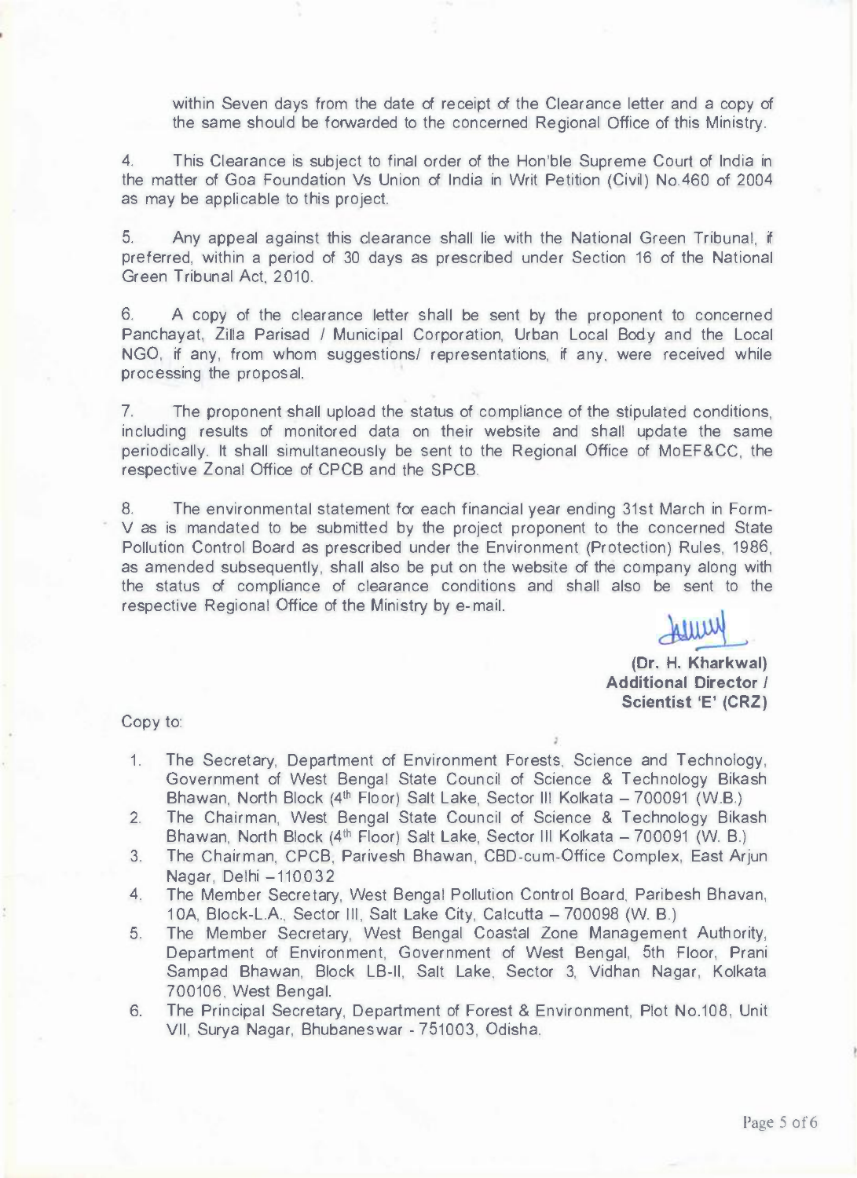within Seven days from the date of receipt of the Clearance letter and a copy of the same should be forwarded to the concerned Regional Office of this Ministry.

4. This Clearance is subject to final order of the Hon'ble Supreme Court of India in the matter of Goa Foundation Vs Union of India in Writ Petition (Civil) No.460 of 2004 as may be applicable to this project.

5. Any appeal against this clearance shall lie with the National Green Tribunal, if preferred, within a period of 30 days as prescribed under Section 16 of the National Green Tribunal Act, 2010.

6. A copy of the clearance letter shall be sent by the proponent to concerned Panchayat, Zilla Parisad / Municipal Corporation, Urban Local Body and the Local NGO, if any, from whom suggestions/ representations, if any, were received while processing the proposal.

7. The proponent shall upload the status of compliance of the stipulated conditions, including results of monitored data on their website and shall update the same periodically. It shall simultaneously be sent to the Regional Office of MoEF&CC, the respective Zonal Office of CPCB and the SPCB.

8. The environmental statement for each financial year ending 31st March in Form-V as is mandated to be submitted by the project proponent to the concerned State Pollution Control Board as prescribed under the Environment (Protection) Rules, 1986, as amended subsequently, shall also be put on the website of the company along with the status of compliance of clearance conditions and shall also be sent to the respective Regional Office of the Ministry by e-mail.

**(Dr. H. Kharkwal)**
**Additional Director /**
**Scientist 'E' (CRZ)**

Copy to:

1. The Secretary, Department of Environment Forests, Science and Technology, Government of West Bengal State Council of Science & Technology Bikash Bhawan, North Block (4th Floor) Salt Lake, Sector III Kolkata – 700091 (W.B.)
2. The Chairman, West Bengal State Council of Science & Technology Bikash Bhawan, North Block (4th Floor) Salt Lake, Sector III Kolkata – 700091 (W. B.)
3. The Chairman, CPCB, Parivesh Bhawan, CBD-cum-Office Complex, East Arjun Nagar, Delhi – 110032
4. The Member Secretary, West Bengal Pollution Control Board, Paribesh Bhavan, 10A, Block-L.A., Sector III, Salt Lake City, Calcutta – 700098 (W. B.)
5. The Member Secretary, West Bengal Coastal Zone Management Authority, Department of Environment, Government of West Bengal, 5th Floor, Prani Sampad Bhawan, Block LB-II, Salt Lake, Sector 3, Vidhan Nagar, Kolkata 700106, West Bengal.
6. The Principal Secretary, Department of Forest & Environment, Plot No.108, Unit VII, Surya Nagar, Bhubaneswar - 751003, Odisha.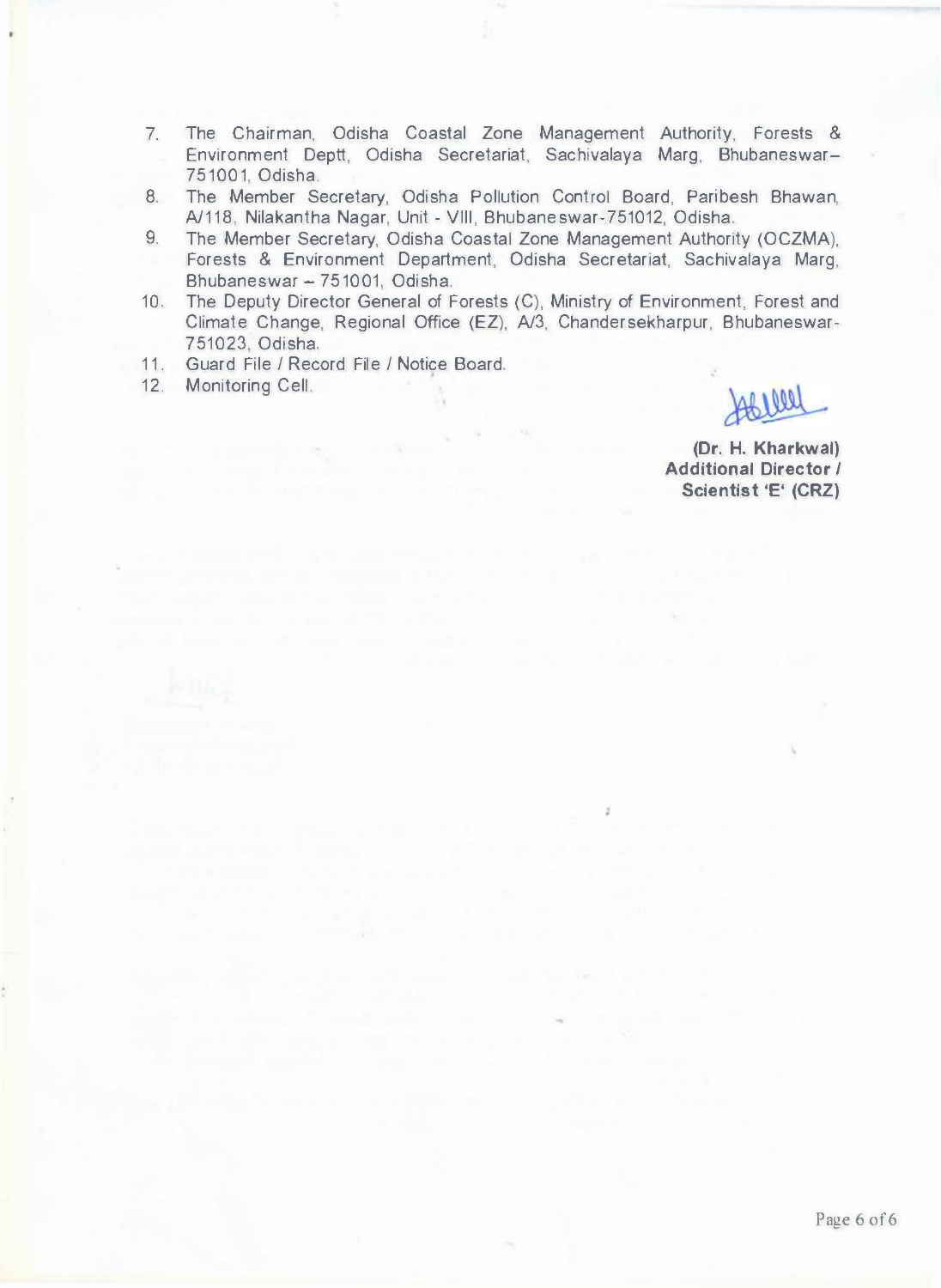7. The Chairman, Odisha Coastal Zone Management Authority, Forests & Environment Deptt, Odisha Secretariat, Sachivalaya Marg, Bhubaneswar– 751001, Odisha.
8. The Member Secretary, Odisha Pollution Control Board, Paribesh Bhawan, A/118, Nilakantha Nagar, Unit - VIII, Bhubaneswar-751012, Odisha.
9. The Member Secretary, Odisha Coastal Zone Management Authority (OCZMA), Forests & Environment Department, Odisha Secretariat, Sachivalaya Marg, Bhubaneswar – 751001, Odisha.
10. The Deputy Director General of Forests (C), Ministry of Environment, Forest and Climate Change, Regional Office (EZ), A/3, Chandersekharpur, Bhubaneswar-751023, Odisha.
11. Guard File / Record File / Notice Board.
12. Monitoring Cell.

**(Dr. H. Kharkwal)**
**Additional Director /**
**Scientist 'E' (CRZ)**